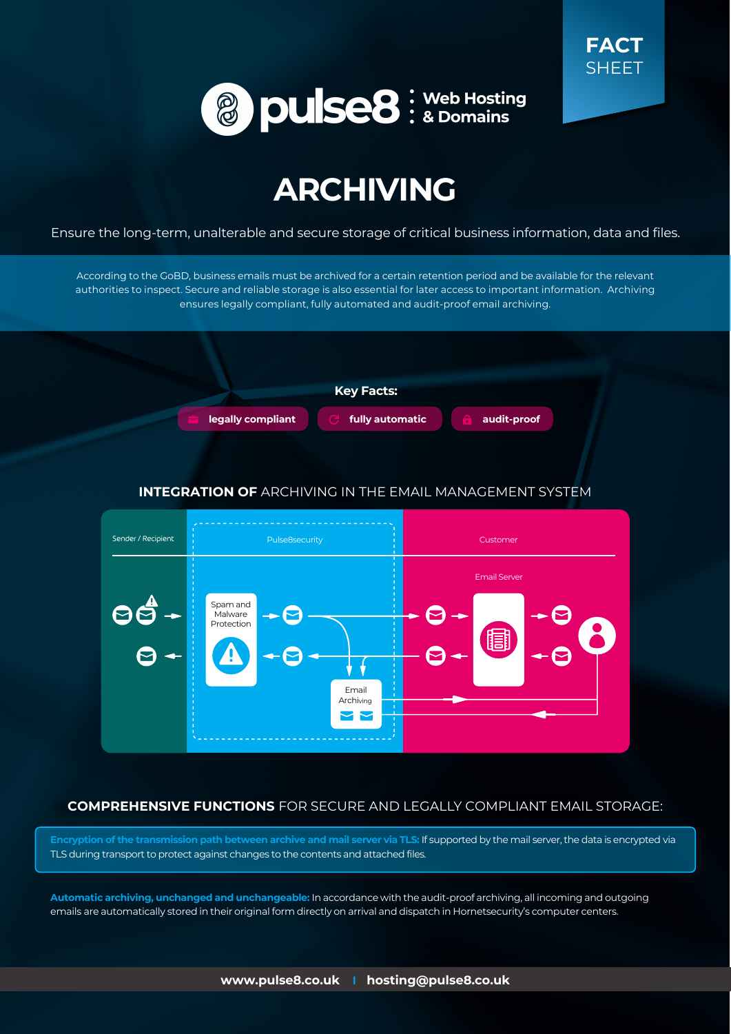FACT SHEET

pulse8 : Web Hosting & Domains

# ARCHIVING

Ensure the long-term, unalterable and secure storage of critical business information, data and files.

According to the GoBD, business emails must be archived for a certain retention period and be available for the relevant authorities to inspect. Secure and reliable storage is also essential for later access to important information. Archiving ensures legally compliant, fully automated and audit-proof email archiving.

**Key Facts:**

- legally compliant
- fully automatic
- audit-proof

## INTEGRATION OF ARCHIVING IN THE EMAIL MANAGEMENT SYSTEM

Sender / Recipient

Pulse8security

Spam and Malware Protection

Email Archiving

Customer

Email Server

## COMPREHENSIVE FUNCTIONS FOR SECURE AND LEGALLY COMPLIANT EMAIL STORAGE:

**Encryption of the transmission path between archive and mail server via TLS:** If supported by the mail server, the data is encrypted via TLS during transport to protect against changes to the contents and attached files.

**Automatic archiving, unchanged and unchangeable:** In accordance with the audit-proof archiving, all incoming and outgoing emails are automatically stored in their original form directly on arrival and dispatch in Hornetsecurity's computer centers.

www.pulse8.co.uk | hosting@pulse8.co.uk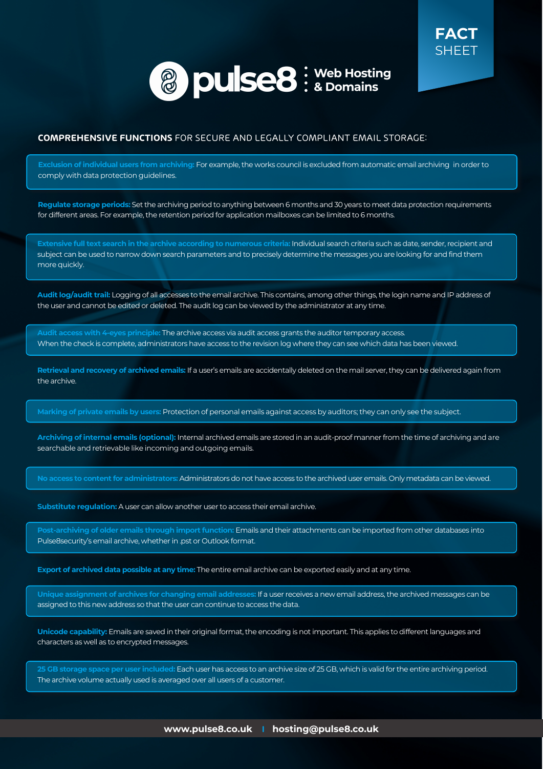**FACT** SHEET

pulse8 : Web Hosting & Domains

## **COMPREHENSIVE FUNCTIONS** FOR SECURE AND LEGALLY COMPLIANT EMAIL STORAGE:

**Exclusion of individual users from archiving:** For example, the works council is excluded from automatic email archiving in order to comply with data protection guidelines.

**Regulate storage periods:** Set the archiving period to anything between 6 months and 30 years to meet data protection requirements for different areas. For example, the retention period for application mailboxes can be limited to 6 months.

**Extensive full text search in the archive according to numerous criteria:** Individual search criteria such as date, sender, recipient and subject can be used to narrow down search parameters and to precisely determine the messages you are looking for and find them more quickly.

**Audit log/audit trail:** Logging of all accesses to the email archive. This contains, among other things, the login name and IP address of the user and cannot be edited or deleted. The audit log can be viewed by the administrator at any time.

**Audit access with 4-eyes principle:** The archive access via audit access grants the auditor temporary access. When the check is complete, administrators have access to the revision log where they can see which data has been viewed.

**Retrieval and recovery of archived emails:** If a user's emails are accidentally deleted on the mail server, they can be delivered again from the archive.

**Marking of private emails by users:** Protection of personal emails against access by auditors; they can only see the subject.

**Archiving of internal emails (optional):** Internal archived emails are stored in an audit-proof manner from the time of archiving and are searchable and retrievable like incoming and outgoing emails.

**No access to content for administrators:** Administrators do not have access to the archived user emails. Only metadata can be viewed.

**Substitute regulation:** A user can allow another user to access their email archive.

**Post-archiving of older emails through import function:** Emails and their attachments can be imported from other databases into Pulse8security's email archive, whether in .pst or Outlook format.

**Export of archived data possible at any time:** The entire email archive can be exported easily and at any time.

**Unique assignment of archives for changing email addresses:** If a user receives a new email address, the archived messages can be assigned to this new address so that the user can continue to access the data.

**Unicode capability:** Emails are saved in their original format, the encoding is not important. This applies to different languages and characters as well as to encrypted messages.

**25 GB storage space per user included:** Each user has access to an archive size of 25 GB, which is valid for the entire archiving period. The archive volume actually used is averaged over all users of a customer.

**www.pulse8.co.uk | hosting@pulse8.co.uk**